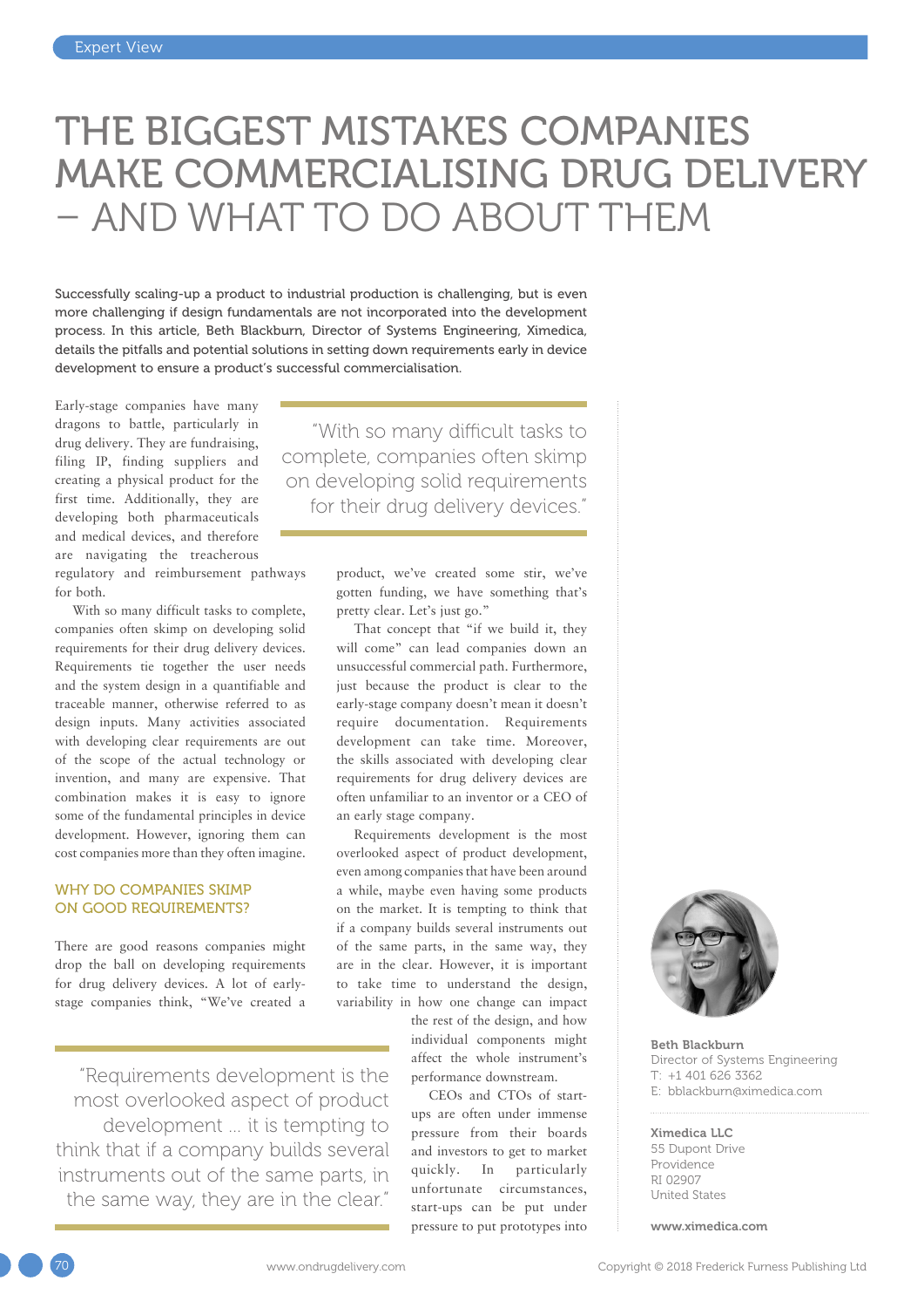# THE BIGGEST MISTAKES COMPANIES MAKE COMMERCIALISING DRUG DELIVERY – AND WHAT TO DO ABOUT THEM

Successfully scaling-up a product to industrial production is challenging, but is even more challenging if design fundamentals are not incorporated into the development process. In this article, Beth Blackburn, Director of Systems Engineering, Ximedica, details the pitfalls and potential solutions in setting down requirements early in device development to ensure a product's successful commercialisation.

Early-stage companies have many dragons to battle, particularly in drug delivery. They are fundraising, filing IP, finding suppliers and creating a physical product for the first time. Additionally, they are developing both pharmaceuticals and medical devices, and therefore are navigating the treacherous regulatory and reimbursement pathways for both.

> "With so many difficult tasks to complete, companies often skimp on developing solid requirements for their drug delivery devices."

With so many difficult tasks to complete, companies often skimp on developing solid requirements for their drug delivery devices. Requirements tie together the user needs and the system design in a quantifiable and traceable manner, otherwise referred to as design inputs. Many activities associated with developing clear requirements are out of the scope of the actual technology or invention, and many are expensive. That combination makes it is easy to ignore some of the fundamental principles in device development. However, ignoring them can cost companies more than they often imagine.

## WHY DO COMPANIES SKIMP ON GOOD REQUIREMENTS?

There are good reasons companies might drop the ball on developing requirements for drug delivery devices. A lot of early-stage companies think, "We've created a product, we've created some stir, we've gotten funding, we have something that's pretty clear. Let's just go."

That concept that "if we build it, they will come" can lead companies down an unsuccessful commercial path. Furthermore, just because the product is clear to the early-stage company doesn't mean it doesn't require documentation. Requirements development can take time. Moreover, the skills associated with developing clear requirements for drug delivery devices are often unfamiliar to an inventor or a CEO of an early stage company.

Requirements development is the most overlooked aspect of product development, even among companies that have been around a while, maybe even having some products on the market. It is tempting to think that if a company builds several instruments out of the same parts, in the same way, they are in the clear. However, it is important to take time to understand the design, variability in how one change can impact the rest of the design, and how individual components might affect the whole instrument's performance downstream.

> "Requirements development is the most overlooked aspect of product development ... it is tempting to think that if a company builds several instruments out of the same parts, in the same way, they are in the clear."

CEOs and CTOs of start-ups are often under immense pressure from their boards and investors to get to market quickly. In particularly unfortunate circumstances, start-ups can be put under pressure to put prototypes into

**Beth Blackburn**
Director of Systems Engineering
T: +1 401 626 3362
E: bblackburn@ximedica.com

**Ximedica LLC**
55 Dupont Drive
Providence
RI 02907
United States

**www.ximedica.com**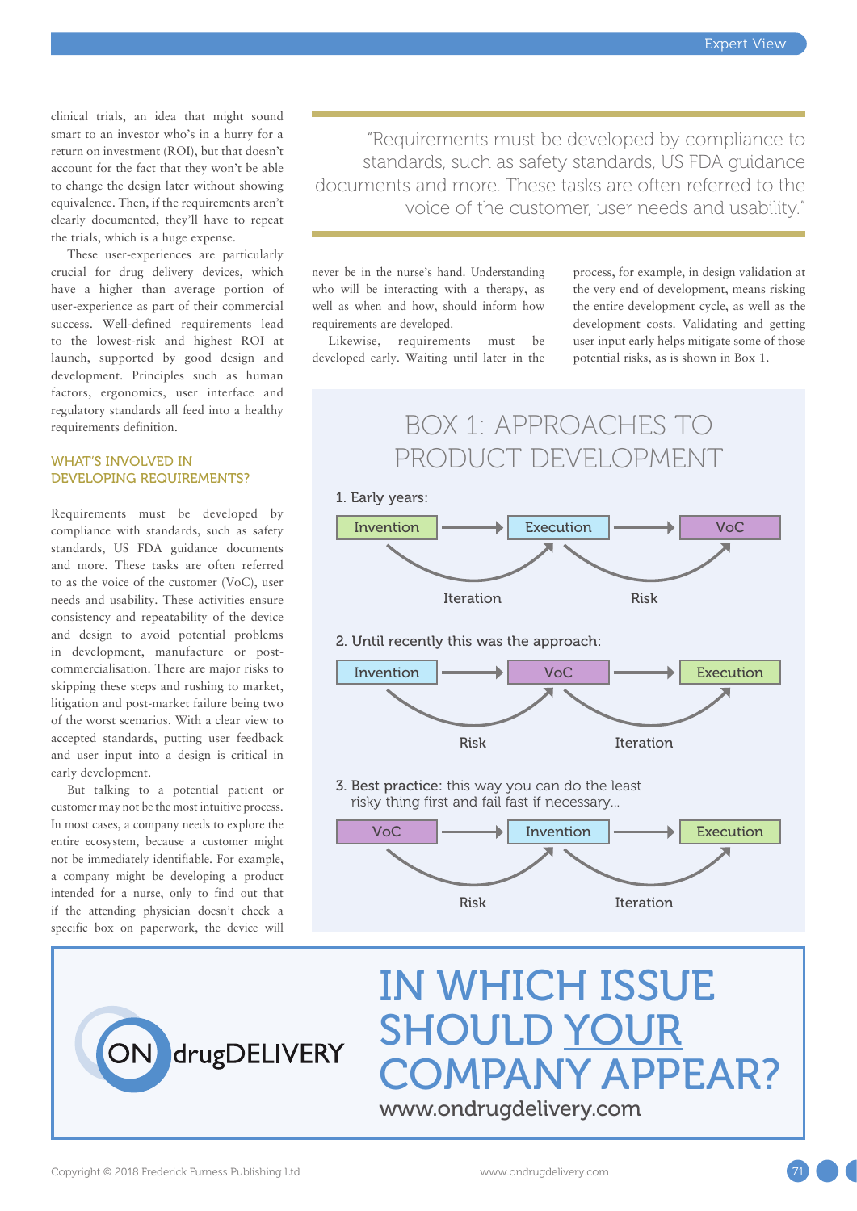clinical trials, an idea that might sound smart to an investor who's in a hurry for a return on investment (ROI), but that doesn't account for the fact that they won't be able to change the design later without showing equivalence. Then, if the requirements aren't clearly documented, they'll have to repeat the trials, which is a huge expense.

These user-experiences are particularly crucial for drug delivery devices, which have a higher than average portion of user-experience as part of their commercial success. Well-defined requirements lead to the lowest-risk and highest ROI at launch, supported by good design and development. Principles such as human factors, ergonomics, user interface and regulatory standards all feed into a healthy requirements definition.

## WHAT'S INVOLVED IN DEVELOPING REQUIREMENTS?

Requirements must be developed by compliance with standards, such as safety standards, US FDA guidance documents and more. These tasks are often referred to as the voice of the customer (VoC), user needs and usability. These activities ensure consistency and repeatability of the device and design to avoid potential problems in development, manufacture or post-commercialisation. There are major risks to skipping these steps and rushing to market, litigation and post-market failure being two of the worst scenarios. With a clear view to accepted standards, putting user feedback and user input into a design is critical in early development.

But talking to a potential patient or customer may not be the most intuitive process. In most cases, a company needs to explore the entire ecosystem, because a customer might not be immediately identifiable. For example, a company might be developing a product intended for a nurse, only to find out that if the attending physician doesn't check a specific box on paperwork, the device will never be in the nurse's hand. Understanding who will be interacting with a therapy, as well as when and how, should inform how requirements are developed.

> "Requirements must be developed by compliance to standards, such as safety standards, US FDA guidance documents and more. These tasks are often referred to the voice of the customer, user needs and usability."

Likewise, requirements must be developed early. Waiting until later in the process, for example, in design validation at the very end of development, means risking the entire development cycle, as well as the development costs. Validating and getting user input early helps mitigate some of those potential risks, as is shown in Box 1.

## BOX 1: APPROACHES TO PRODUCT DEVELOPMENT

1. Early years:

Invention → Execution → VoC

Iteration | Risk

2. Until recently this was the approach:

Invention → VoC → Execution

Risk | Iteration

3. **Best practice**: this way you can do the least risky thing first and fail fast if necessary...

VoC → Invention → Execution

Risk | Iteration

IN WHICH ISSUE SHOULD YOUR COMPANY APPEAR?

www.ondrugdelivery.com

ON drugDELIVERY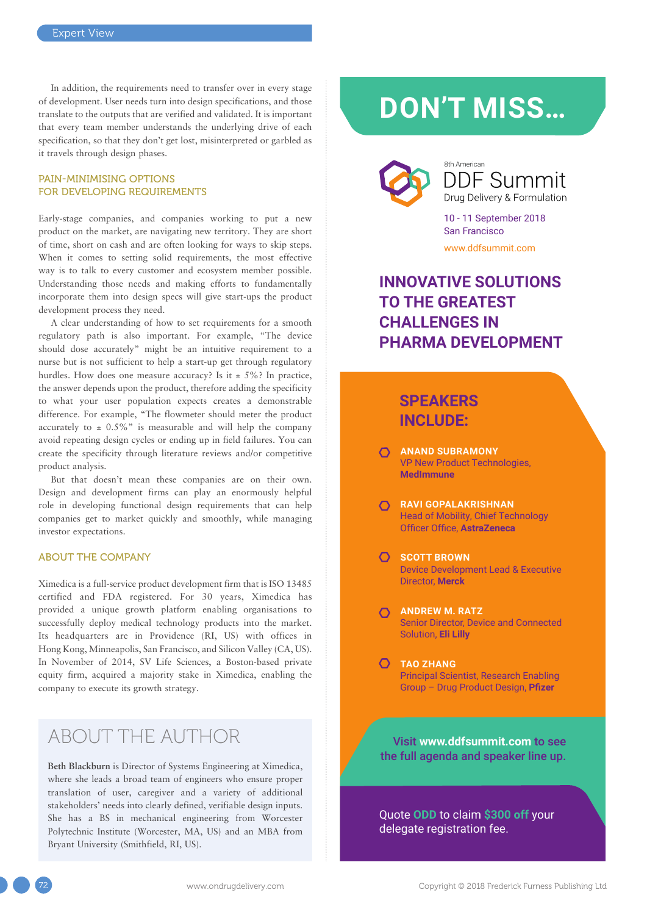In addition, the requirements need to transfer over in every stage of development. User needs turn into design specifications, and those translate to the outputs that are verified and validated. It is important that every team member understands the underlying drive of each specification, so that they don't get lost, misinterpreted or garbled as it travels through design phases.

### PAIN-MINIMISING OPTIONS FOR DEVELOPING REQUIREMENTS

Early-stage companies, and companies working to put a new product on the market, are navigating new territory. They are short of time, short on cash and are often looking for ways to skip steps. When it comes to setting solid requirements, the most effective way is to talk to every customer and ecosystem member possible. Understanding those needs and making efforts to fundamentally incorporate them into design specs will give start-ups the product development process they need.

A clear understanding of how to set requirements for a smooth regulatory path is also important. For example, "The device should dose accurately" might be an intuitive requirement to a nurse but is not sufficient to help a start-up get through regulatory hurdles. How does one measure accuracy? Is it ± 5%? In practice, the answer depends upon the product, therefore adding the specificity to what your user population expects creates a demonstrable difference. For example, "The flowmeter should meter the product accurately to ± 0.5%" is measurable and will help the company avoid repeating design cycles or ending up in field failures. You can create the specificity through literature reviews and/or competitive product analysis.

But that doesn't mean these companies are on their own. Design and development firms can play an enormously helpful role in developing functional design requirements that can help companies get to market quickly and smoothly, while managing investor expectations.

### ABOUT THE COMPANY

Ximedica is a full-service product development firm that is ISO 13485 certified and FDA registered. For 30 years, Ximedica has provided a unique growth platform enabling organisations to successfully deploy medical technology products into the market. Its headquarters are in Providence (RI, US) with offices in Hong Kong, Minneapolis, San Francisco, and Silicon Valley (CA, US). In November of 2014, SV Life Sciences, a Boston-based private equity firm, acquired a majority stake in Ximedica, enabling the company to execute its growth strategy.

## ABOUT THE AUTHOR

**Beth Blackburn** is Director of Systems Engineering at Ximedica, where she leads a broad team of engineers who ensure proper translation of user, caregiver and a variety of additional stakeholders' needs into clearly defined, verifiable design inputs. She has a BS in mechanical engineering from Worcester Polytechnic Institute (Worcester, MA, US) and an MBA from Bryant University (Smithfield, RI, US).

## DON'T MISS...

8th American
DDF Summit
Drug Delivery & Formulation

10 - 11 September 2018
San Francisco
www.ddfsummit.com

### INNOVATIVE SOLUTIONS TO THE GREATEST CHALLENGES IN PHARMA DEVELOPMENT

### SPEAKERS INCLUDE:

- **ANAND SUBRAMONY**
  VP New Product Technologies, **MedImmune**
- **RAVI GOPALAKRISHNAN**
  Head of Mobility, Chief Technology Officer Office, **AstraZeneca**
- **SCOTT BROWN**
  Device Development Lead & Executive Director, **Merck**
- **ANDREW M. RATZ**
  Senior Director, Device and Connected Solution, **Eli Lilly**
- **TAO ZHANG**
  Principal Scientist, Research Enabling Group – Drug Product Design, **Pfizer**

Visit **www.ddfsummit.com** to see the full agenda and speaker line up.

Quote **ODD** to claim **$300 off** your delegate registration fee.